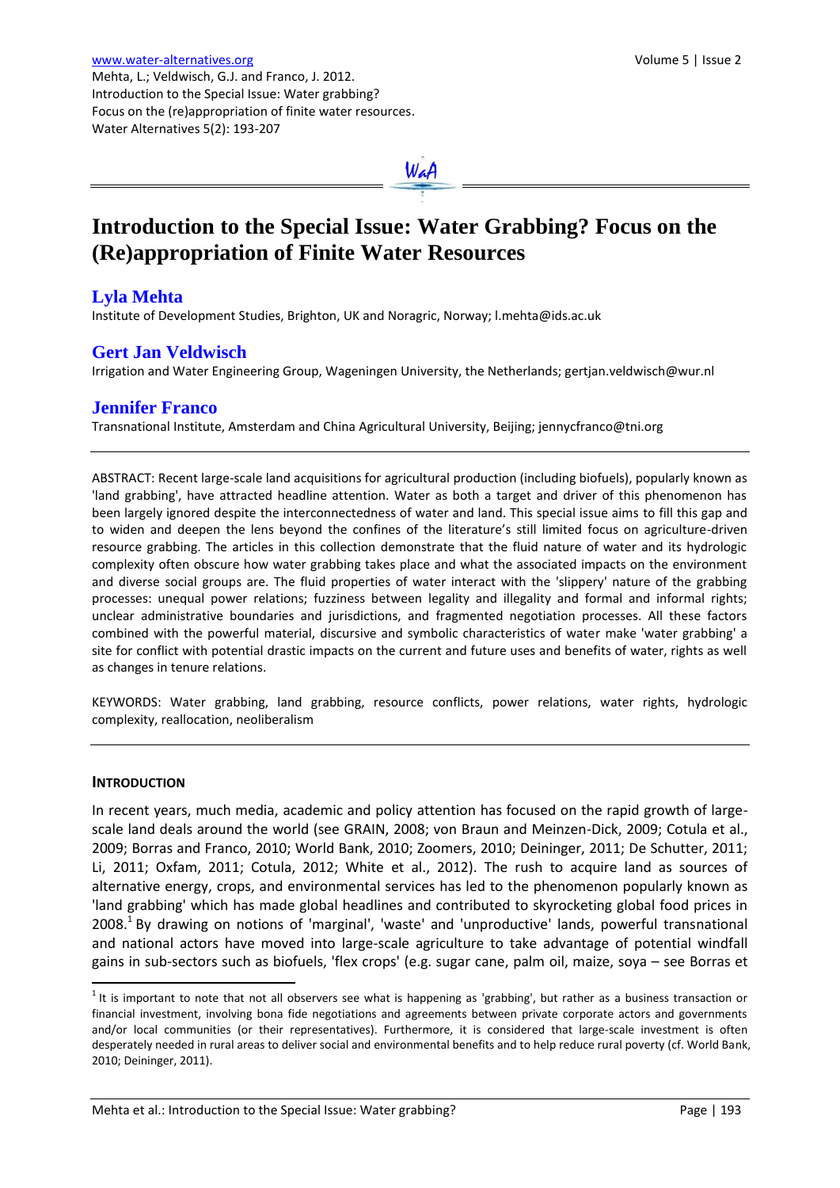# Introduction to the Special Issue: Water Grabbing? Focus on the (Re)appropriation of Finite Water Resources

## Lyla Mehta

Institute of Development Studies, Brighton, UK and Noragric, Norway; l.mehta@ids.ac.uk

## Gert Jan Veldwisch

Irrigation and Water Engineering Group, Wageningen University, the Netherlands; gertjan.veldwisch@wur.nl

## Jennifer Franco

Transnational Institute, Amsterdam and China Agricultural University, Beijing; jennycfranco@tni.org

---

ABSTRACT: Recent large-scale land acquisitions for agricultural production (including biofuels), popularly known as 'land grabbing', have attracted headline attention. Water as both a target and driver of this phenomenon has been largely ignored despite the interconnectedness of water and land. This special issue aims to fill this gap and to widen and deepen the lens beyond the confines of the literature's still limited focus on agriculture-driven resource grabbing. The articles in this collection demonstrate that the fluid nature of water and its hydrologic complexity often obscure how water grabbing takes place and what the associated impacts on the environment and diverse social groups are. The fluid properties of water interact with the 'slippery' nature of the grabbing processes: unequal power relations; fuzziness between legality and illegality and formal and informal rights; unclear administrative boundaries and jurisdictions, and fragmented negotiation processes. All these factors combined with the powerful material, discursive and symbolic characteristics of water make 'water grabbing' a site for conflict with potential drastic impacts on the current and future uses and benefits of water, rights as well as changes in tenure relations.

KEYWORDS: Water grabbing, land grabbing, resource conflicts, power relations, water rights, hydrologic complexity, reallocation, neoliberalism

---

## INTRODUCTION

In recent years, much media, academic and policy attention has focused on the rapid growth of large-scale land deals around the world (see GRAIN, 2008; von Braun and Meinzen-Dick, 2009; Cotula et al., 2009; Borras and Franco, 2010; World Bank, 2010; Zoomers, 2010; Deininger, 2011; De Schutter, 2011; Li, 2011; Oxfam, 2011; Cotula, 2012; White et al., 2012). The rush to acquire land as sources of alternative energy, crops, and environmental services has led to the phenomenon popularly known as 'land grabbing' which has made global headlines and contributed to skyrocketing global food prices in 2008.[1] By drawing on notions of 'marginal', 'waste' and 'unproductive' lands, powerful transnational and national actors have moved into large-scale agriculture to take advantage of potential windfall gains in sub-sectors such as biofuels, 'flex crops' (e.g. sugar cane, palm oil, maize, soya – see Borras et

---

[1] It is important to note that not all observers see what is happening as 'grabbing', but rather as a business transaction or financial investment, involving bona fide negotiations and agreements between private corporate actors and governments and/or local communities (or their representatives). Furthermore, it is considered that large-scale investment is often desperately needed in rural areas to deliver social and environmental benefits and to help reduce rural poverty (cf. World Bank, 2010; Deininger, 2011).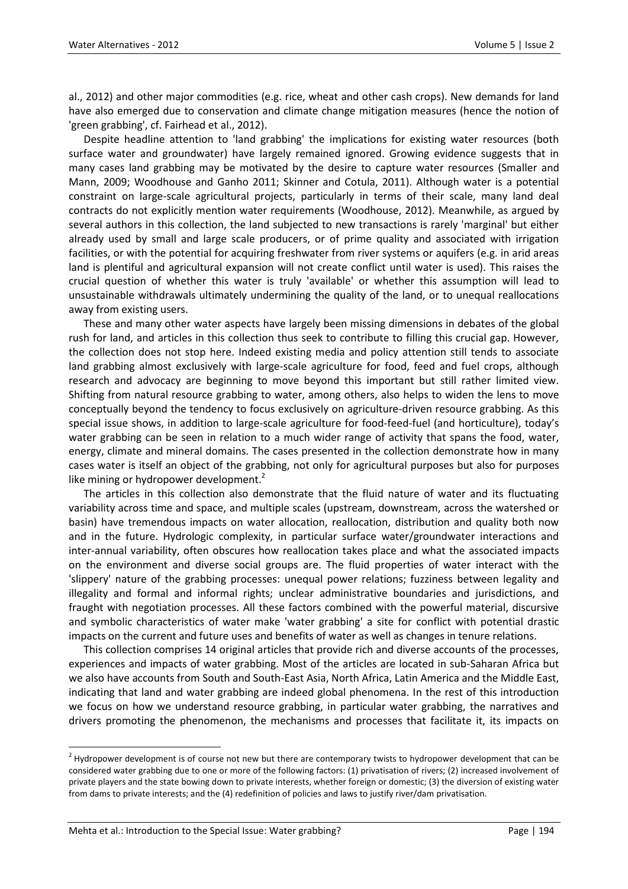al., 2012) and other major commodities (e.g. rice, wheat and other cash crops). New demands for land have also emerged due to conservation and climate change mitigation measures (hence the notion of 'green grabbing', cf. Fairhead et al., 2012).

Despite headline attention to 'land grabbing' the implications for existing water resources (both surface water and groundwater) have largely remained ignored. Growing evidence suggests that in many cases land grabbing may be motivated by the desire to capture water resources (Smaller and Mann, 2009; Woodhouse and Ganho 2011; Skinner and Cotula, 2011). Although water is a potential constraint on large-scale agricultural projects, particularly in terms of their scale, many land deal contracts do not explicitly mention water requirements (Woodhouse, 2012). Meanwhile, as argued by several authors in this collection, the land subjected to new transactions is rarely 'marginal' but either already used by small and large scale producers, or of prime quality and associated with irrigation facilities, or with the potential for acquiring freshwater from river systems or aquifers (e.g. in arid areas land is plentiful and agricultural expansion will not create conflict until water is used). This raises the crucial question of whether this water is truly 'available' or whether this assumption will lead to unsustainable withdrawals ultimately undermining the quality of the land, or to unequal reallocations away from existing users.

These and many other water aspects have largely been missing dimensions in debates of the global rush for land, and articles in this collection thus seek to contribute to filling this crucial gap. However, the collection does not stop here. Indeed existing media and policy attention still tends to associate land grabbing almost exclusively with large-scale agriculture for food, feed and fuel crops, although research and advocacy are beginning to move beyond this important but still rather limited view. Shifting from natural resource grabbing to water, among others, also helps to widen the lens to move conceptually beyond the tendency to focus exclusively on agriculture-driven resource grabbing. As this special issue shows, in addition to large-scale agriculture for food-feed-fuel (and horticulture), today's water grabbing can be seen in relation to a much wider range of activity that spans the food, water, energy, climate and mineral domains. The cases presented in the collection demonstrate how in many cases water is itself an object of the grabbing, not only for agricultural purposes but also for purposes like mining or hydropower development.[2]

The articles in this collection also demonstrate that the fluid nature of water and its fluctuating variability across time and space, and multiple scales (upstream, downstream, across the watershed or basin) have tremendous impacts on water allocation, reallocation, distribution and quality both now and in the future. Hydrologic complexity, in particular surface water/groundwater interactions and inter-annual variability, often obscures how reallocation takes place and what the associated impacts on the environment and diverse social groups are. The fluid properties of water interact with the 'slippery' nature of the grabbing processes: unequal power relations; fuzziness between legality and illegality and formal and informal rights; unclear administrative boundaries and jurisdictions, and fraught with negotiation processes. All these factors combined with the powerful material, discursive and symbolic characteristics of water make 'water grabbing' a site for conflict with potential drastic impacts on the current and future uses and benefits of water as well as changes in tenure relations.

This collection comprises 14 original articles that provide rich and diverse accounts of the processes, experiences and impacts of water grabbing. Most of the articles are located in sub-Saharan Africa but we also have accounts from South and South-East Asia, North Africa, Latin America and the Middle East, indicating that land and water grabbing are indeed global phenomena. In the rest of this introduction we focus on how we understand resource grabbing, in particular water grabbing, the narratives and drivers promoting the phenomenon, the mechanisms and processes that facilitate it, its impacts on

---

[2] Hydropower development is of course not new but there are contemporary twists to hydropower development that can be considered water grabbing due to one or more of the following factors: (1) privatisation of rivers; (2) increased involvement of private players and the state bowing down to private interests, whether foreign or domestic; (3) the diversion of existing water from dams to private interests; and the (4) redefinition of policies and laws to justify river/dam privatisation.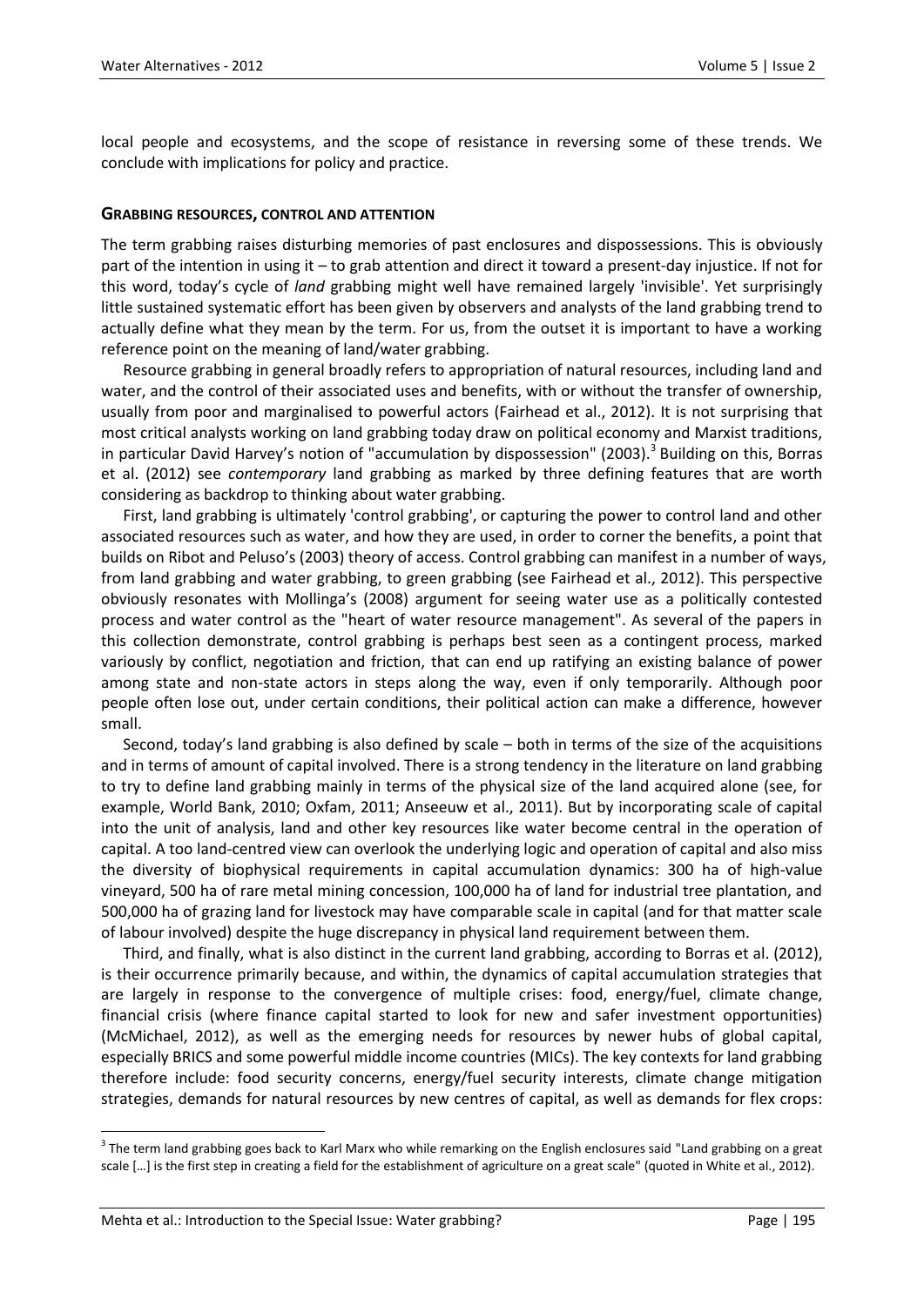local people and ecosystems, and the scope of resistance in reversing some of these trends. We conclude with implications for policy and practice.

## GRABBING RESOURCES, CONTROL AND ATTENTION

The term grabbing raises disturbing memories of past enclosures and dispossessions. This is obviously part of the intention in using it – to grab attention and direct it toward a present-day injustice. If not for this word, today's cycle of *land* grabbing might well have remained largely 'invisible'. Yet surprisingly little sustained systematic effort has been given by observers and analysts of the land grabbing trend to actually define what they mean by the term. For us, from the outset it is important to have a working reference point on the meaning of land/water grabbing.

Resource grabbing in general broadly refers to appropriation of natural resources, including land and water, and the control of their associated uses and benefits, with or without the transfer of ownership, usually from poor and marginalised to powerful actors (Fairhead et al., 2012). It is not surprising that most critical analysts working on land grabbing today draw on political economy and Marxist traditions, in particular David Harvey's notion of "accumulation by dispossession" (2003).[3] Building on this, Borras et al. (2012) see *contemporary* land grabbing as marked by three defining features that are worth considering as backdrop to thinking about water grabbing.

First, land grabbing is ultimately 'control grabbing', or capturing the power to control land and other associated resources such as water, and how they are used, in order to corner the benefits, a point that builds on Ribot and Peluso's (2003) theory of access. Control grabbing can manifest in a number of ways, from land grabbing and water grabbing, to green grabbing (see Fairhead et al., 2012). This perspective obviously resonates with Mollinga's (2008) argument for seeing water use as a politically contested process and water control as the "heart of water resource management". As several of the papers in this collection demonstrate, control grabbing is perhaps best seen as a contingent process, marked variously by conflict, negotiation and friction, that can end up ratifying an existing balance of power among state and non-state actors in steps along the way, even if only temporarily. Although poor people often lose out, under certain conditions, their political action can make a difference, however small.

Second, today's land grabbing is also defined by scale – both in terms of the size of the acquisitions and in terms of amount of capital involved. There is a strong tendency in the literature on land grabbing to try to define land grabbing mainly in terms of the physical size of the land acquired alone (see, for example, World Bank, 2010; Oxfam, 2011; Anseeuw et al., 2011). But by incorporating scale of capital into the unit of analysis, land and other key resources like water become central in the operation of capital. A too land-centred view can overlook the underlying logic and operation of capital and also miss the diversity of biophysical requirements in capital accumulation dynamics: 300 ha of high-value vineyard, 500 ha of rare metal mining concession, 100,000 ha of land for industrial tree plantation, and 500,000 ha of grazing land for livestock may have comparable scale in capital (and for that matter scale of labour involved) despite the huge discrepancy in physical land requirement between them.

Third, and finally, what is also distinct in the current land grabbing, according to Borras et al. (2012), is their occurrence primarily because, and within, the dynamics of capital accumulation strategies that are largely in response to the convergence of multiple crises: food, energy/fuel, climate change, financial crisis (where finance capital started to look for new and safer investment opportunities) (McMichael, 2012), as well as the emerging needs for resources by newer hubs of global capital, especially BRICS and some powerful middle income countries (MICs). The key contexts for land grabbing therefore include: food security concerns, energy/fuel security interests, climate change mitigation strategies, demands for natural resources by new centres of capital, as well as demands for flex crops:

[3] The term land grabbing goes back to Karl Marx who while remarking on the English enclosures said "Land grabbing on a great scale […] is the first step in creating a field for the establishment of agriculture on a great scale" (quoted in White et al., 2012).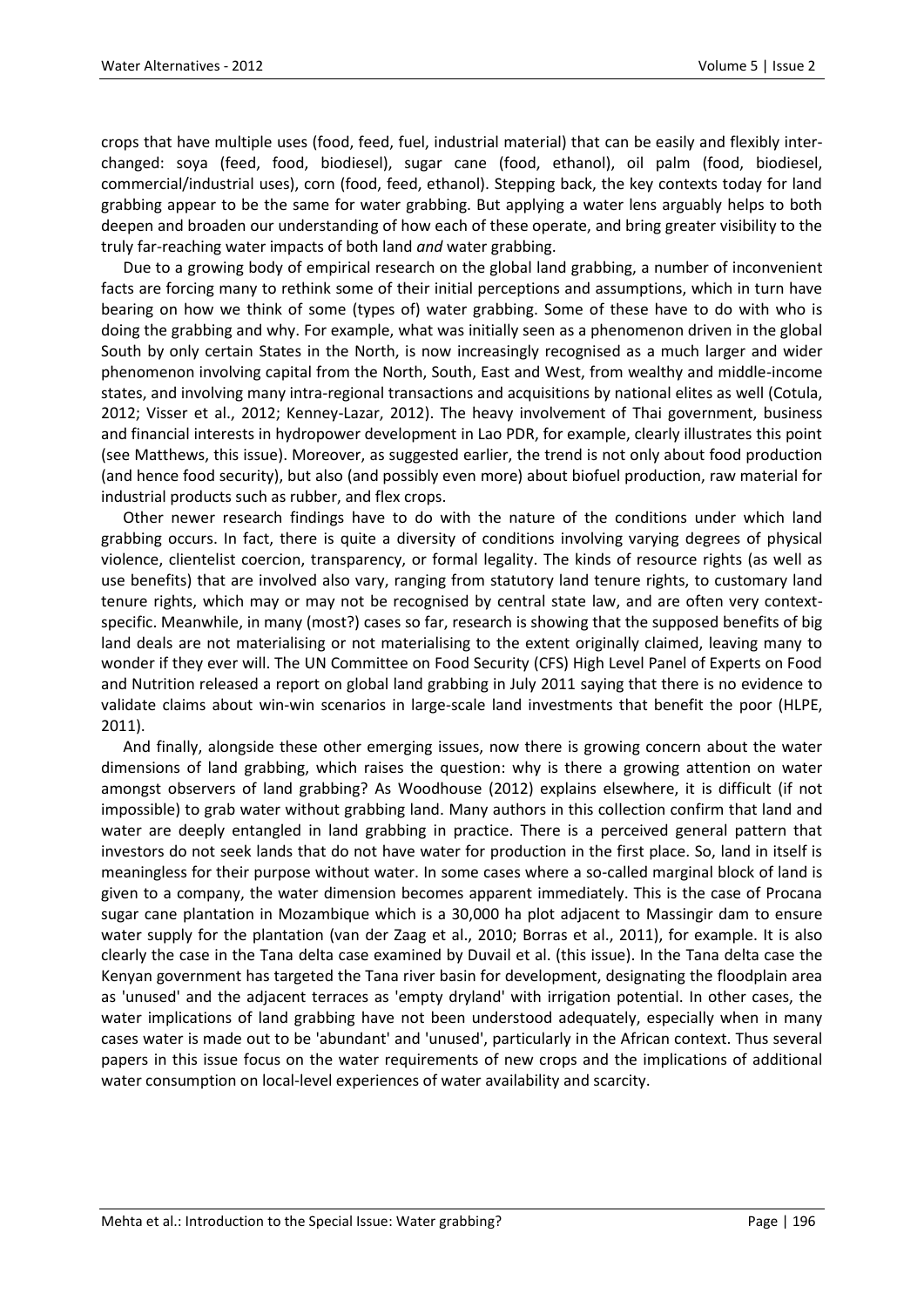crops that have multiple uses (food, feed, fuel, industrial material) that can be easily and flexibly interchanged: soya (feed, food, biodiesel), sugar cane (food, ethanol), oil palm (food, biodiesel, commercial/industrial uses), corn (food, feed, ethanol). Stepping back, the key contexts today for land grabbing appear to be the same for water grabbing. But applying a water lens arguably helps to both deepen and broaden our understanding of how each of these operate, and bring greater visibility to the truly far-reaching water impacts of both land *and* water grabbing.

Due to a growing body of empirical research on the global land grabbing, a number of inconvenient facts are forcing many to rethink some of their initial perceptions and assumptions, which in turn have bearing on how we think of some (types of) water grabbing. Some of these have to do with who is doing the grabbing and why. For example, what was initially seen as a phenomenon driven in the global South by only certain States in the North, is now increasingly recognised as a much larger and wider phenomenon involving capital from the North, South, East and West, from wealthy and middle-income states, and involving many intra-regional transactions and acquisitions by national elites as well (Cotula, 2012; Visser et al., 2012; Kenney-Lazar, 2012). The heavy involvement of Thai government, business and financial interests in hydropower development in Lao PDR, for example, clearly illustrates this point (see Matthews, this issue). Moreover, as suggested earlier, the trend is not only about food production (and hence food security), but also (and possibly even more) about biofuel production, raw material for industrial products such as rubber, and flex crops.

Other newer research findings have to do with the nature of the conditions under which land grabbing occurs. In fact, there is quite a diversity of conditions involving varying degrees of physical violence, clientelist coercion, transparency, or formal legality. The kinds of resource rights (as well as use benefits) that are involved also vary, ranging from statutory land tenure rights, to customary land tenure rights, which may or may not be recognised by central state law, and are often very context-specific. Meanwhile, in many (most?) cases so far, research is showing that the supposed benefits of big land deals are not materialising or not materialising to the extent originally claimed, leaving many to wonder if they ever will. The UN Committee on Food Security (CFS) High Level Panel of Experts on Food and Nutrition released a report on global land grabbing in July 2011 saying that there is no evidence to validate claims about win-win scenarios in large-scale land investments that benefit the poor (HLPE, 2011).

And finally, alongside these other emerging issues, now there is growing concern about the water dimensions of land grabbing, which raises the question: why is there a growing attention on water amongst observers of land grabbing? As Woodhouse (2012) explains elsewhere, it is difficult (if not impossible) to grab water without grabbing land. Many authors in this collection confirm that land and water are deeply entangled in land grabbing in practice. There is a perceived general pattern that investors do not seek lands that do not have water for production in the first place. So, land in itself is meaningless for their purpose without water. In some cases where a so-called marginal block of land is given to a company, the water dimension becomes apparent immediately. This is the case of Procana sugar cane plantation in Mozambique which is a 30,000 ha plot adjacent to Massingir dam to ensure water supply for the plantation (van der Zaag et al., 2010; Borras et al., 2011), for example. It is also clearly the case in the Tana delta case examined by Duvail et al. (this issue). In the Tana delta case the Kenyan government has targeted the Tana river basin for development, designating the floodplain area as 'unused' and the adjacent terraces as 'empty dryland' with irrigation potential. In other cases, the water implications of land grabbing have not been understood adequately, especially when in many cases water is made out to be 'abundant' and 'unused', particularly in the African context. Thus several papers in this issue focus on the water requirements of new crops and the implications of additional water consumption on local-level experiences of water availability and scarcity.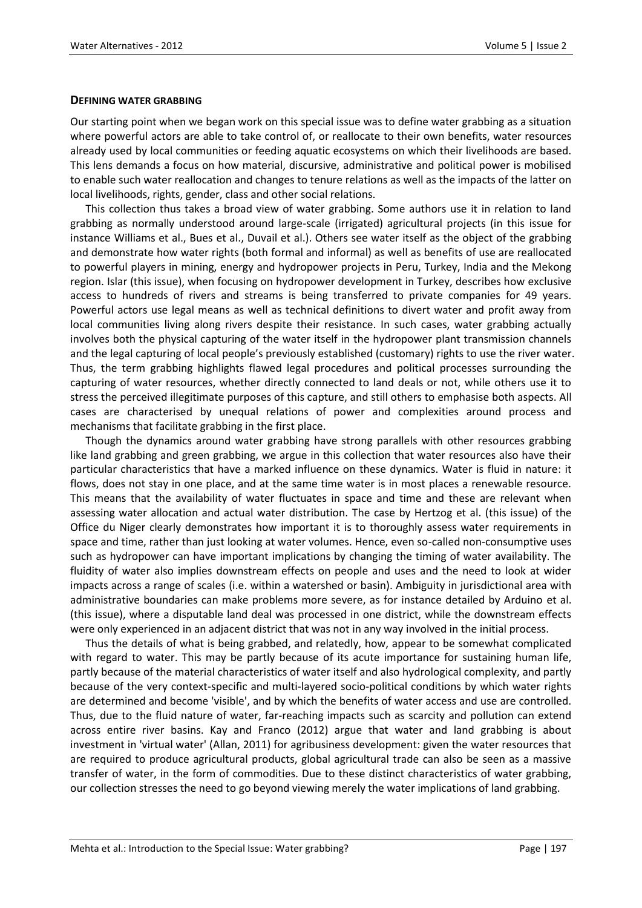## DEFINING WATER GRABBING

Our starting point when we began work on this special issue was to define water grabbing as a situation where powerful actors are able to take control of, or reallocate to their own benefits, water resources already used by local communities or feeding aquatic ecosystems on which their livelihoods are based. This lens demands a focus on how material, discursive, administrative and political power is mobilised to enable such water reallocation and changes to tenure relations as well as the impacts of the latter on local livelihoods, rights, gender, class and other social relations.

This collection thus takes a broad view of water grabbing. Some authors use it in relation to land grabbing as normally understood around large-scale (irrigated) agricultural projects (in this issue for instance Williams et al., Bues et al., Duvail et al.). Others see water itself as the object of the grabbing and demonstrate how water rights (both formal and informal) as well as benefits of use are reallocated to powerful players in mining, energy and hydropower projects in Peru, Turkey, India and the Mekong region. Islar (this issue), when focusing on hydropower development in Turkey, describes how exclusive access to hundreds of rivers and streams is being transferred to private companies for 49 years. Powerful actors use legal means as well as technical definitions to divert water and profit away from local communities living along rivers despite their resistance. In such cases, water grabbing actually involves both the physical capturing of the water itself in the hydropower plant transmission channels and the legal capturing of local people's previously established (customary) rights to use the river water. Thus, the term grabbing highlights flawed legal procedures and political processes surrounding the capturing of water resources, whether directly connected to land deals or not, while others use it to stress the perceived illegitimate purposes of this capture, and still others to emphasise both aspects. All cases are characterised by unequal relations of power and complexities around process and mechanisms that facilitate grabbing in the first place.

Though the dynamics around water grabbing have strong parallels with other resources grabbing like land grabbing and green grabbing, we argue in this collection that water resources also have their particular characteristics that have a marked influence on these dynamics. Water is fluid in nature: it flows, does not stay in one place, and at the same time water is in most places a renewable resource. This means that the availability of water fluctuates in space and time and these are relevant when assessing water allocation and actual water distribution. The case by Hertzog et al. (this issue) of the Office du Niger clearly demonstrates how important it is to thoroughly assess water requirements in space and time, rather than just looking at water volumes. Hence, even so-called non-consumptive uses such as hydropower can have important implications by changing the timing of water availability. The fluidity of water also implies downstream effects on people and uses and the need to look at wider impacts across a range of scales (i.e. within a watershed or basin). Ambiguity in jurisdictional area with administrative boundaries can make problems more severe, as for instance detailed by Arduino et al. (this issue), where a disputable land deal was processed in one district, while the downstream effects were only experienced in an adjacent district that was not in any way involved in the initial process.

Thus the details of what is being grabbed, and relatedly, how, appear to be somewhat complicated with regard to water. This may be partly because of its acute importance for sustaining human life, partly because of the material characteristics of water itself and also hydrological complexity, and partly because of the very context-specific and multi-layered socio-political conditions by which water rights are determined and become 'visible', and by which the benefits of water access and use are controlled. Thus, due to the fluid nature of water, far-reaching impacts such as scarcity and pollution can extend across entire river basins. Kay and Franco (2012) argue that water and land grabbing is about investment in 'virtual water' (Allan, 2011) for agribusiness development: given the water resources that are required to produce agricultural products, global agricultural trade can also be seen as a massive transfer of water, in the form of commodities. Due to these distinct characteristics of water grabbing, our collection stresses the need to go beyond viewing merely the water implications of land grabbing.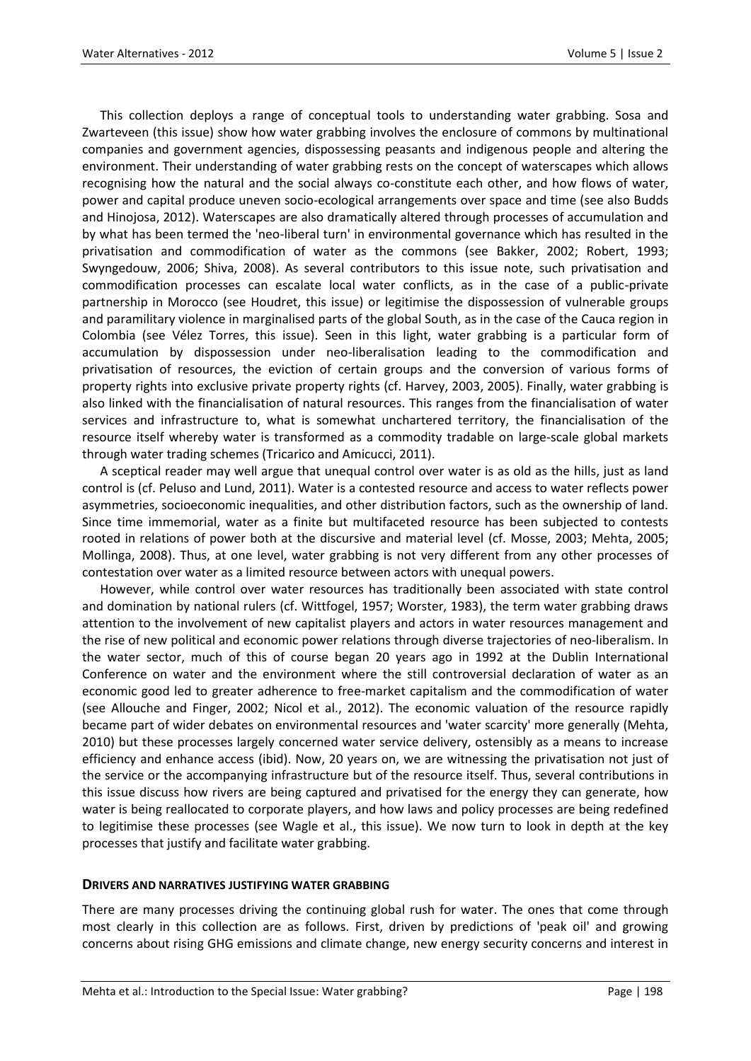This collection deploys a range of conceptual tools to understanding water grabbing. Sosa and Zwarteveen (this issue) show how water grabbing involves the enclosure of commons by multinational companies and government agencies, dispossessing peasants and indigenous people and altering the environment. Their understanding of water grabbing rests on the concept of waterscapes which allows recognising how the natural and the social always co-constitute each other, and how flows of water, power and capital produce uneven socio-ecological arrangements over space and time (see also Budds and Hinojosa, 2012). Waterscapes are also dramatically altered through processes of accumulation and by what has been termed the 'neo-liberal turn' in environmental governance which has resulted in the privatisation and commodification of water as the commons (see Bakker, 2002; Robert, 1993; Swyngedouw, 2006; Shiva, 2008). As several contributors to this issue note, such privatisation and commodification processes can escalate local water conflicts, as in the case of a public-private partnership in Morocco (see Houdret, this issue) or legitimise the dispossession of vulnerable groups and paramilitary violence in marginalised parts of the global South, as in the case of the Cauca region in Colombia (see Vélez Torres, this issue). Seen in this light, water grabbing is a particular form of accumulation by dispossession under neo-liberalisation leading to the commodification and privatisation of resources, the eviction of certain groups and the conversion of various forms of property rights into exclusive private property rights (cf. Harvey, 2003, 2005). Finally, water grabbing is also linked with the financialisation of natural resources. This ranges from the financialisation of water services and infrastructure to, what is somewhat unchartered territory, the financialisation of the resource itself whereby water is transformed as a commodity tradable on large-scale global markets through water trading schemes (Tricarico and Amicucci, 2011).

A sceptical reader may well argue that unequal control over water is as old as the hills, just as land control is (cf. Peluso and Lund, 2011). Water is a contested resource and access to water reflects power asymmetries, socioeconomic inequalities, and other distribution factors, such as the ownership of land. Since time immemorial, water as a finite but multifaceted resource has been subjected to contests rooted in relations of power both at the discursive and material level (cf. Mosse, 2003; Mehta, 2005; Mollinga, 2008). Thus, at one level, water grabbing is not very different from any other processes of contestation over water as a limited resource between actors with unequal powers.

However, while control over water resources has traditionally been associated with state control and domination by national rulers (cf. Wittfogel, 1957; Worster, 1983), the term water grabbing draws attention to the involvement of new capitalist players and actors in water resources management and the rise of new political and economic power relations through diverse trajectories of neo-liberalism. In the water sector, much of this of course began 20 years ago in 1992 at the Dublin International Conference on water and the environment where the still controversial declaration of water as an economic good led to greater adherence to free-market capitalism and the commodification of water (see Allouche and Finger, 2002; Nicol et al., 2012). The economic valuation of the resource rapidly became part of wider debates on environmental resources and 'water scarcity' more generally (Mehta, 2010) but these processes largely concerned water service delivery, ostensibly as a means to increase efficiency and enhance access (ibid). Now, 20 years on, we are witnessing the privatisation not just of the service or the accompanying infrastructure but of the resource itself. Thus, several contributions in this issue discuss how rivers are being captured and privatised for the energy they can generate, how water is being reallocated to corporate players, and how laws and policy processes are being redefined to legitimise these processes (see Wagle et al., this issue). We now turn to look in depth at the key processes that justify and facilitate water grabbing.

## DRIVERS AND NARRATIVES JUSTIFYING WATER GRABBING

There are many processes driving the continuing global rush for water. The ones that come through most clearly in this collection are as follows. First, driven by predictions of 'peak oil' and growing concerns about rising GHG emissions and climate change, new energy security concerns and interest in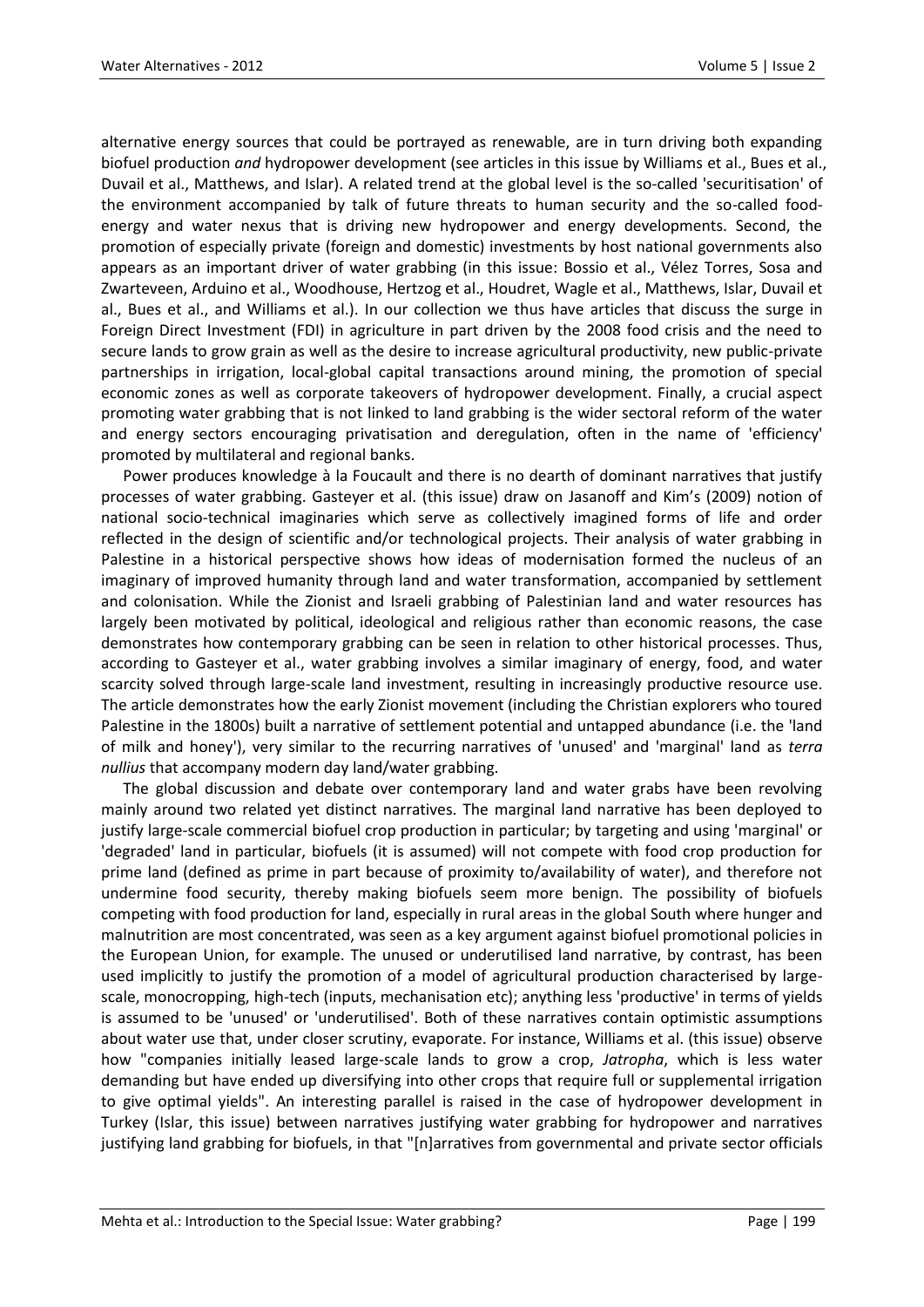alternative energy sources that could be portrayed as renewable, are in turn driving both expanding biofuel production *and* hydropower development (see articles in this issue by Williams et al., Bues et al., Duvail et al., Matthews, and Islar). A related trend at the global level is the so-called 'securitisation' of the environment accompanied by talk of future threats to human security and the so-called food-energy and water nexus that is driving new hydropower and energy developments. Second, the promotion of especially private (foreign and domestic) investments by host national governments also appears as an important driver of water grabbing (in this issue: Bossio et al., Vélez Torres, Sosa and Zwarteveen, Arduino et al., Woodhouse, Hertzog et al., Houdret, Wagle et al., Matthews, Islar, Duvail et al., Bues et al., and Williams et al.). In our collection we thus have articles that discuss the surge in Foreign Direct Investment (FDI) in agriculture in part driven by the 2008 food crisis and the need to secure lands to grow grain as well as the desire to increase agricultural productivity, new public-private partnerships in irrigation, local-global capital transactions around mining, the promotion of special economic zones as well as corporate takeovers of hydropower development. Finally, a crucial aspect promoting water grabbing that is not linked to land grabbing is the wider sectoral reform of the water and energy sectors encouraging privatisation and deregulation, often in the name of 'efficiency' promoted by multilateral and regional banks.

Power produces knowledge à la Foucault and there is no dearth of dominant narratives that justify processes of water grabbing. Gasteyer et al. (this issue) draw on Jasanoff and Kim's (2009) notion of national socio-technical imaginaries which serve as collectively imagined forms of life and order reflected in the design of scientific and/or technological projects. Their analysis of water grabbing in Palestine in a historical perspective shows how ideas of modernisation formed the nucleus of an imaginary of improved humanity through land and water transformation, accompanied by settlement and colonisation. While the Zionist and Israeli grabbing of Palestinian land and water resources has largely been motivated by political, ideological and religious rather than economic reasons, the case demonstrates how contemporary grabbing can be seen in relation to other historical processes. Thus, according to Gasteyer et al., water grabbing involves a similar imaginary of energy, food, and water scarcity solved through large-scale land investment, resulting in increasingly productive resource use. The article demonstrates how the early Zionist movement (including the Christian explorers who toured Palestine in the 1800s) built a narrative of settlement potential and untapped abundance (i.e. the 'land of milk and honey'), very similar to the recurring narratives of 'unused' and 'marginal' land as *terra nullius* that accompany modern day land/water grabbing.

The global discussion and debate over contemporary land and water grabs have been revolving mainly around two related yet distinct narratives. The marginal land narrative has been deployed to justify large-scale commercial biofuel crop production in particular; by targeting and using 'marginal' or 'degraded' land in particular, biofuels (it is assumed) will not compete with food crop production for prime land (defined as prime in part because of proximity to/availability of water), and therefore not undermine food security, thereby making biofuels seem more benign. The possibility of biofuels competing with food production for land, especially in rural areas in the global South where hunger and malnutrition are most concentrated, was seen as a key argument against biofuel promotional policies in the European Union, for example. The unused or underutilised land narrative, by contrast, has been used implicitly to justify the promotion of a model of agricultural production characterised by large-scale, monocropping, high-tech (inputs, mechanisation etc); anything less 'productive' in terms of yields is assumed to be 'unused' or 'underutilised'. Both of these narratives contain optimistic assumptions about water use that, under closer scrutiny, evaporate. For instance, Williams et al. (this issue) observe how "companies initially leased large-scale lands to grow a crop, *Jatropha*, which is less water demanding but have ended up diversifying into other crops that require full or supplemental irrigation to give optimal yields". An interesting parallel is raised in the case of hydropower development in Turkey (Islar, this issue) between narratives justifying water grabbing for hydropower and narratives justifying land grabbing for biofuels, in that "[n]arratives from governmental and private sector officials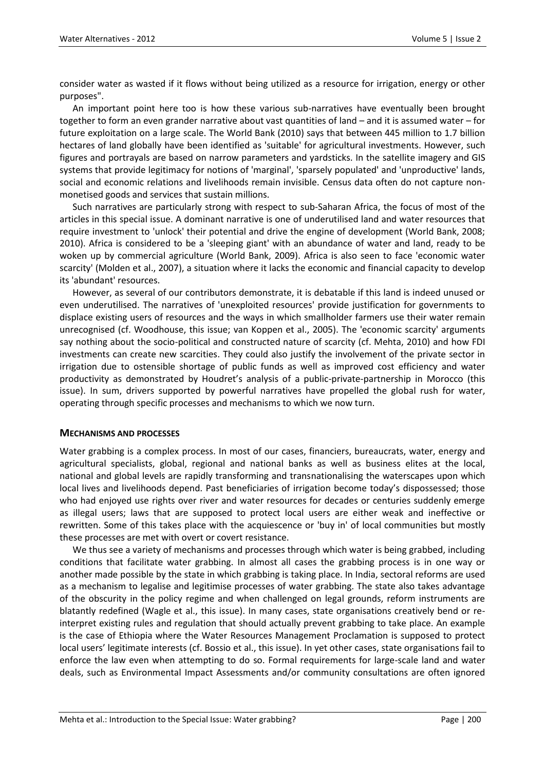consider water as wasted if it flows without being utilized as a resource for irrigation, energy or other purposes".

An important point here too is how these various sub-narratives have eventually been brought together to form an even grander narrative about vast quantities of land – and it is assumed water – for future exploitation on a large scale. The World Bank (2010) says that between 445 million to 1.7 billion hectares of land globally have been identified as 'suitable' for agricultural investments. However, such figures and portrayals are based on narrow parameters and yardsticks. In the satellite imagery and GIS systems that provide legitimacy for notions of 'marginal', 'sparsely populated' and 'unproductive' lands, social and economic relations and livelihoods remain invisible. Census data often do not capture non-monetised goods and services that sustain millions.

Such narratives are particularly strong with respect to sub-Saharan Africa, the focus of most of the articles in this special issue. A dominant narrative is one of underutilised land and water resources that require investment to 'unlock' their potential and drive the engine of development (World Bank, 2008; 2010). Africa is considered to be a 'sleeping giant' with an abundance of water and land, ready to be woken up by commercial agriculture (World Bank, 2009). Africa is also seen to face 'economic water scarcity' (Molden et al., 2007), a situation where it lacks the economic and financial capacity to develop its 'abundant' resources.

However, as several of our contributors demonstrate, it is debatable if this land is indeed unused or even underutilised. The narratives of 'unexploited resources' provide justification for governments to displace existing users of resources and the ways in which smallholder farmers use their water remain unrecognised (cf. Woodhouse, this issue; van Koppen et al., 2005). The 'economic scarcity' arguments say nothing about the socio-political and constructed nature of scarcity (cf. Mehta, 2010) and how FDI investments can create new scarcities. They could also justify the involvement of the private sector in irrigation due to ostensible shortage of public funds as well as improved cost efficiency and water productivity as demonstrated by Houdret's analysis of a public-private-partnership in Morocco (this issue). In sum, drivers supported by powerful narratives have propelled the global rush for water, operating through specific processes and mechanisms to which we now turn.

## MECHANISMS AND PROCESSES

Water grabbing is a complex process. In most of our cases, financiers, bureaucrats, water, energy and agricultural specialists, global, regional and national banks as well as business elites at the local, national and global levels are rapidly transforming and transnationalising the waterscapes upon which local lives and livelihoods depend. Past beneficiaries of irrigation become today's dispossessed; those who had enjoyed use rights over river and water resources for decades or centuries suddenly emerge as illegal users; laws that are supposed to protect local users are either weak and ineffective or rewritten. Some of this takes place with the acquiescence or 'buy in' of local communities but mostly these processes are met with overt or covert resistance.

We thus see a variety of mechanisms and processes through which water is being grabbed, including conditions that facilitate water grabbing. In almost all cases the grabbing process is in one way or another made possible by the state in which grabbing is taking place. In India, sectoral reforms are used as a mechanism to legalise and legitimise processes of water grabbing. The state also takes advantage of the obscurity in the policy regime and when challenged on legal grounds, reform instruments are blatantly redefined (Wagle et al., this issue). In many cases, state organisations creatively bend or re-interpret existing rules and regulation that should actually prevent grabbing to take place. An example is the case of Ethiopia where the Water Resources Management Proclamation is supposed to protect local users' legitimate interests (cf. Bossio et al., this issue). In yet other cases, state organisations fail to enforce the law even when attempting to do so. Formal requirements for large-scale land and water deals, such as Environmental Impact Assessments and/or community consultations are often ignored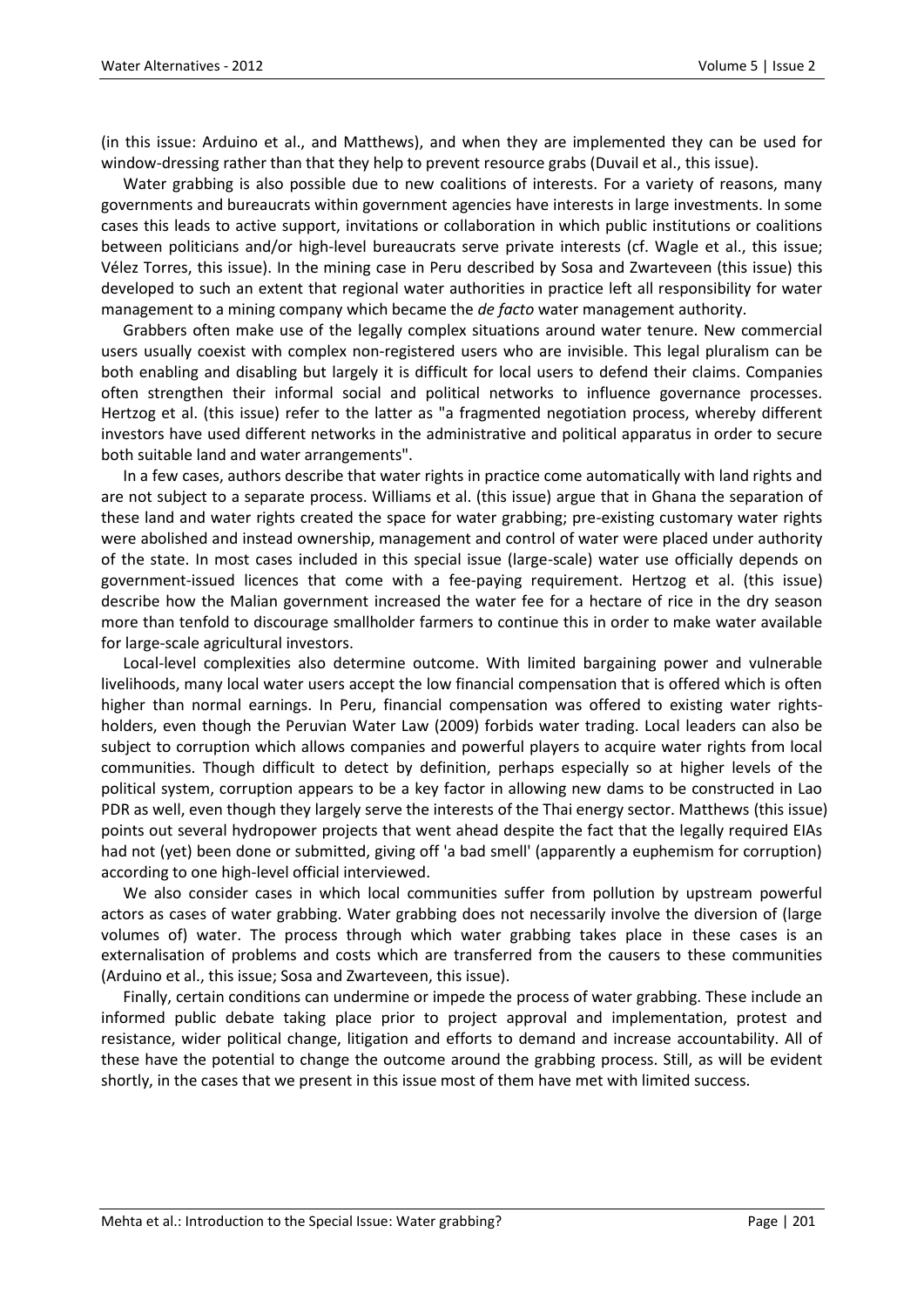(in this issue: Arduino et al., and Matthews), and when they are implemented they can be used for window-dressing rather than that they help to prevent resource grabs (Duvail et al., this issue).

Water grabbing is also possible due to new coalitions of interests. For a variety of reasons, many governments and bureaucrats within government agencies have interests in large investments. In some cases this leads to active support, invitations or collaboration in which public institutions or coalitions between politicians and/or high-level bureaucrats serve private interests (cf. Wagle et al., this issue; Vélez Torres, this issue). In the mining case in Peru described by Sosa and Zwarteveen (this issue) this developed to such an extent that regional water authorities in practice left all responsibility for water management to a mining company which became the *de facto* water management authority.

Grabbers often make use of the legally complex situations around water tenure. New commercial users usually coexist with complex non-registered users who are invisible. This legal pluralism can be both enabling and disabling but largely it is difficult for local users to defend their claims. Companies often strengthen their informal social and political networks to influence governance processes. Hertzog et al. (this issue) refer to the latter as "a fragmented negotiation process, whereby different investors have used different networks in the administrative and political apparatus in order to secure both suitable land and water arrangements".

In a few cases, authors describe that water rights in practice come automatically with land rights and are not subject to a separate process. Williams et al. (this issue) argue that in Ghana the separation of these land and water rights created the space for water grabbing; pre-existing customary water rights were abolished and instead ownership, management and control of water were placed under authority of the state. In most cases included in this special issue (large-scale) water use officially depends on government-issued licences that come with a fee-paying requirement. Hertzog et al. (this issue) describe how the Malian government increased the water fee for a hectare of rice in the dry season more than tenfold to discourage smallholder farmers to continue this in order to make water available for large-scale agricultural investors.

Local-level complexities also determine outcome. With limited bargaining power and vulnerable livelihoods, many local water users accept the low financial compensation that is offered which is often higher than normal earnings. In Peru, financial compensation was offered to existing water rights-holders, even though the Peruvian Water Law (2009) forbids water trading. Local leaders can also be subject to corruption which allows companies and powerful players to acquire water rights from local communities. Though difficult to detect by definition, perhaps especially so at higher levels of the political system, corruption appears to be a key factor in allowing new dams to be constructed in Lao PDR as well, even though they largely serve the interests of the Thai energy sector. Matthews (this issue) points out several hydropower projects that went ahead despite the fact that the legally required EIAs had not (yet) been done or submitted, giving off 'a bad smell' (apparently a euphemism for corruption) according to one high-level official interviewed.

We also consider cases in which local communities suffer from pollution by upstream powerful actors as cases of water grabbing. Water grabbing does not necessarily involve the diversion of (large volumes of) water. The process through which water grabbing takes place in these cases is an externalisation of problems and costs which are transferred from the causers to these communities (Arduino et al., this issue; Sosa and Zwarteveen, this issue).

Finally, certain conditions can undermine or impede the process of water grabbing. These include an informed public debate taking place prior to project approval and implementation, protest and resistance, wider political change, litigation and efforts to demand and increase accountability. All of these have the potential to change the outcome around the grabbing process. Still, as will be evident shortly, in the cases that we present in this issue most of them have met with limited success.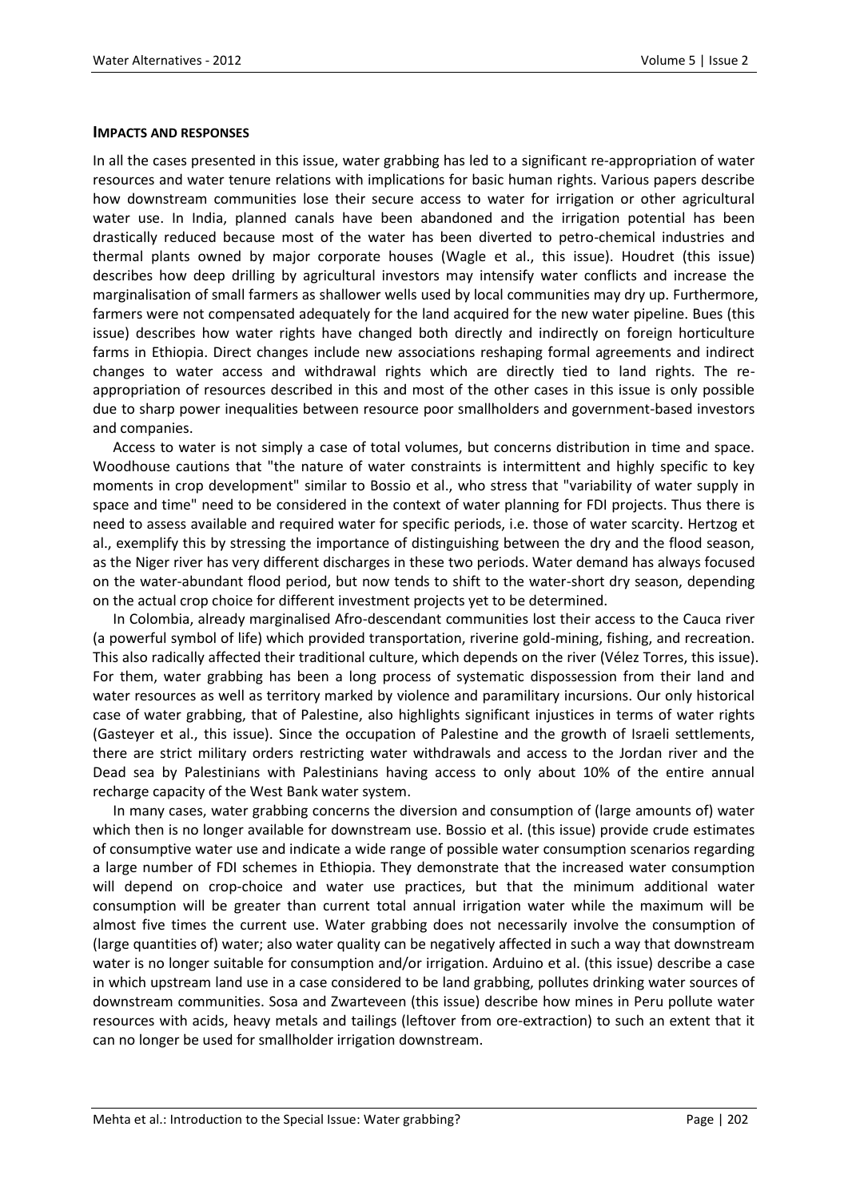## IMPACTS AND RESPONSES

In all the cases presented in this issue, water grabbing has led to a significant re-appropriation of water resources and water tenure relations with implications for basic human rights. Various papers describe how downstream communities lose their secure access to water for irrigation or other agricultural water use. In India, planned canals have been abandoned and the irrigation potential has been drastically reduced because most of the water has been diverted to petro-chemical industries and thermal plants owned by major corporate houses (Wagle et al., this issue). Houdret (this issue) describes how deep drilling by agricultural investors may intensify water conflicts and increase the marginalisation of small farmers as shallower wells used by local communities may dry up. Furthermore, farmers were not compensated adequately for the land acquired for the new water pipeline. Bues (this issue) describes how water rights have changed both directly and indirectly on foreign horticulture farms in Ethiopia. Direct changes include new associations reshaping formal agreements and indirect changes to water access and withdrawal rights which are directly tied to land rights. The re-appropriation of resources described in this and most of the other cases in this issue is only possible due to sharp power inequalities between resource poor smallholders and government-based investors and companies.

Access to water is not simply a case of total volumes, but concerns distribution in time and space. Woodhouse cautions that "the nature of water constraints is intermittent and highly specific to key moments in crop development" similar to Bossio et al., who stress that "variability of water supply in space and time" need to be considered in the context of water planning for FDI projects. Thus there is need to assess available and required water for specific periods, i.e. those of water scarcity. Hertzog et al., exemplify this by stressing the importance of distinguishing between the dry and the flood season, as the Niger river has very different discharges in these two periods. Water demand has always focused on the water-abundant flood period, but now tends to shift to the water-short dry season, depending on the actual crop choice for different investment projects yet to be determined.

In Colombia, already marginalised Afro-descendant communities lost their access to the Cauca river (a powerful symbol of life) which provided transportation, riverine gold-mining, fishing, and recreation. This also radically affected their traditional culture, which depends on the river (Vélez Torres, this issue). For them, water grabbing has been a long process of systematic dispossession from their land and water resources as well as territory marked by violence and paramilitary incursions. Our only historical case of water grabbing, that of Palestine, also highlights significant injustices in terms of water rights (Gasteyer et al., this issue). Since the occupation of Palestine and the growth of Israeli settlements, there are strict military orders restricting water withdrawals and access to the Jordan river and the Dead sea by Palestinians with Palestinians having access to only about 10% of the entire annual recharge capacity of the West Bank water system.

In many cases, water grabbing concerns the diversion and consumption of (large amounts of) water which then is no longer available for downstream use. Bossio et al. (this issue) provide crude estimates of consumptive water use and indicate a wide range of possible water consumption scenarios regarding a large number of FDI schemes in Ethiopia. They demonstrate that the increased water consumption will depend on crop-choice and water use practices, but that the minimum additional water consumption will be greater than current total annual irrigation water while the maximum will be almost five times the current use. Water grabbing does not necessarily involve the consumption of (large quantities of) water; also water quality can be negatively affected in such a way that downstream water is no longer suitable for consumption and/or irrigation. Arduino et al. (this issue) describe a case in which upstream land use in a case considered to be land grabbing, pollutes drinking water sources of downstream communities. Sosa and Zwarteveen (this issue) describe how mines in Peru pollute water resources with acids, heavy metals and tailings (leftover from ore-extraction) to such an extent that it can no longer be used for smallholder irrigation downstream.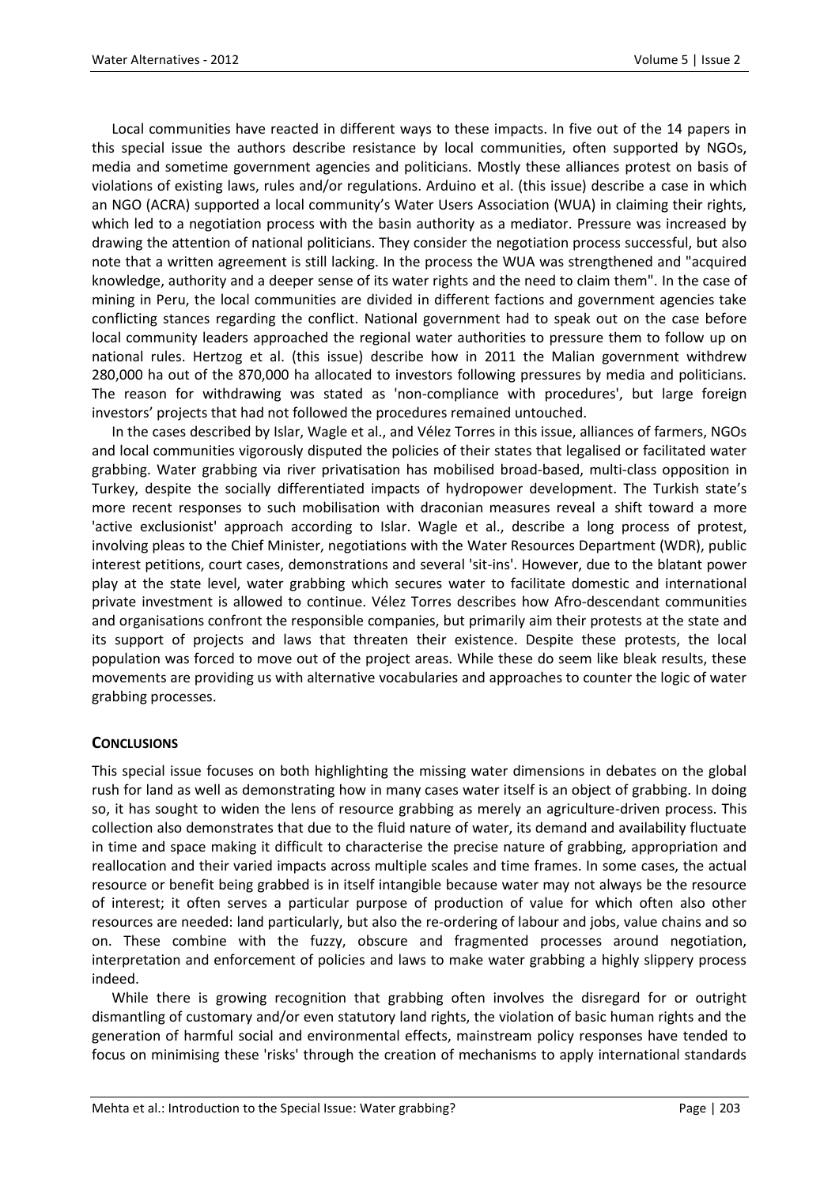Local communities have reacted in different ways to these impacts. In five out of the 14 papers in this special issue the authors describe resistance by local communities, often supported by NGOs, media and sometime government agencies and politicians. Mostly these alliances protest on basis of violations of existing laws, rules and/or regulations. Arduino et al. (this issue) describe a case in which an NGO (ACRA) supported a local community's Water Users Association (WUA) in claiming their rights, which led to a negotiation process with the basin authority as a mediator. Pressure was increased by drawing the attention of national politicians. They consider the negotiation process successful, but also note that a written agreement is still lacking. In the process the WUA was strengthened and "acquired knowledge, authority and a deeper sense of its water rights and the need to claim them". In the case of mining in Peru, the local communities are divided in different factions and government agencies take conflicting stances regarding the conflict. National government had to speak out on the case before local community leaders approached the regional water authorities to pressure them to follow up on national rules. Hertzog et al. (this issue) describe how in 2011 the Malian government withdrew 280,000 ha out of the 870,000 ha allocated to investors following pressures by media and politicians. The reason for withdrawing was stated as 'non-compliance with procedures', but large foreign investors' projects that had not followed the procedures remained untouched.

In the cases described by Islar, Wagle et al., and Vélez Torres in this issue, alliances of farmers, NGOs and local communities vigorously disputed the policies of their states that legalised or facilitated water grabbing. Water grabbing via river privatisation has mobilised broad-based, multi-class opposition in Turkey, despite the socially differentiated impacts of hydropower development. The Turkish state's more recent responses to such mobilisation with draconian measures reveal a shift toward a more 'active exclusionist' approach according to Islar. Wagle et al., describe a long process of protest, involving pleas to the Chief Minister, negotiations with the Water Resources Department (WDR), public interest petitions, court cases, demonstrations and several 'sit-ins'. However, due to the blatant power play at the state level, water grabbing which secures water to facilitate domestic and international private investment is allowed to continue. Vélez Torres describes how Afro-descendant communities and organisations confront the responsible companies, but primarily aim their protests at the state and its support of projects and laws that threaten their existence. Despite these protests, the local population was forced to move out of the project areas. While these do seem like bleak results, these movements are providing us with alternative vocabularies and approaches to counter the logic of water grabbing processes.

## CONCLUSIONS

This special issue focuses on both highlighting the missing water dimensions in debates on the global rush for land as well as demonstrating how in many cases water itself is an object of grabbing. In doing so, it has sought to widen the lens of resource grabbing as merely an agriculture-driven process. This collection also demonstrates that due to the fluid nature of water, its demand and availability fluctuate in time and space making it difficult to characterise the precise nature of grabbing, appropriation and reallocation and their varied impacts across multiple scales and time frames. In some cases, the actual resource or benefit being grabbed is in itself intangible because water may not always be the resource of interest; it often serves a particular purpose of production of value for which often also other resources are needed: land particularly, but also the re-ordering of labour and jobs, value chains and so on. These combine with the fuzzy, obscure and fragmented processes around negotiation, interpretation and enforcement of policies and laws to make water grabbing a highly slippery process indeed.

While there is growing recognition that grabbing often involves the disregard for or outright dismantling of customary and/or even statutory land rights, the violation of basic human rights and the generation of harmful social and environmental effects, mainstream policy responses have tended to focus on minimising these 'risks' through the creation of mechanisms to apply international standards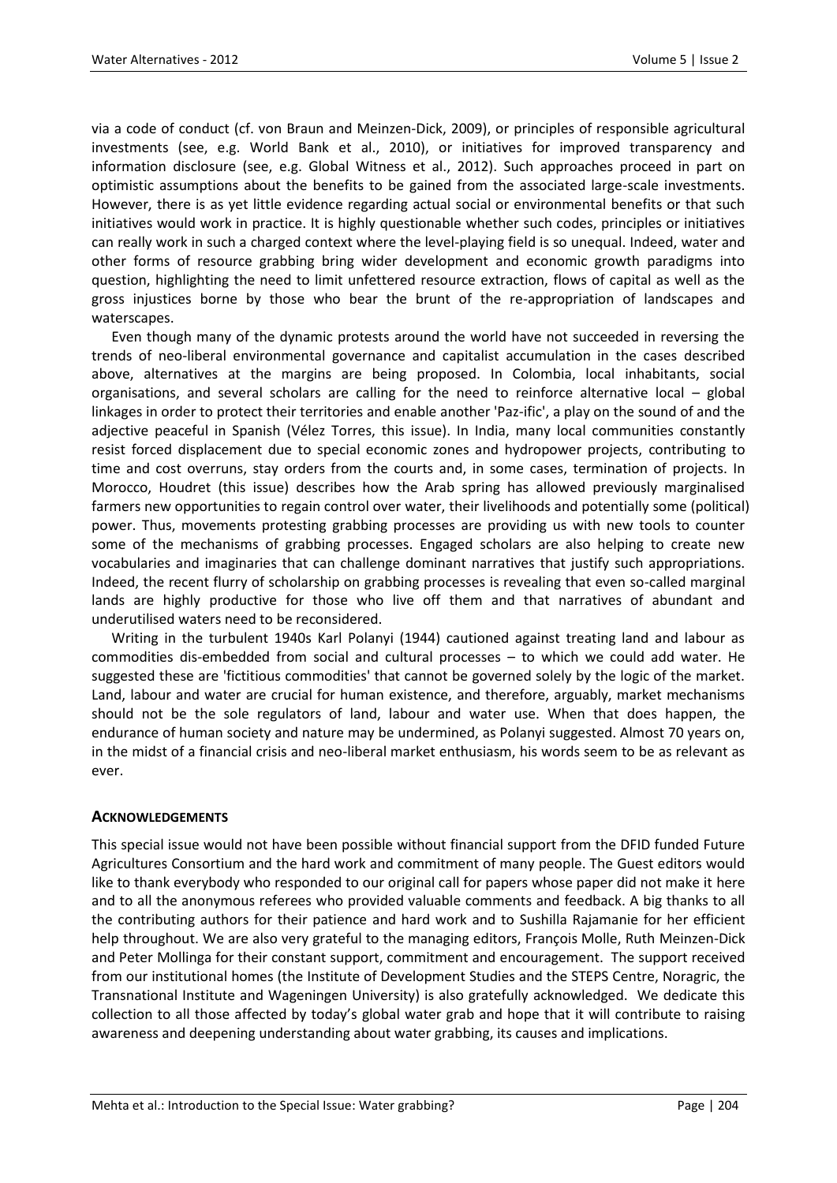via a code of conduct (cf. von Braun and Meinzen-Dick, 2009), or principles of responsible agricultural investments (see, e.g. World Bank et al., 2010), or initiatives for improved transparency and information disclosure (see, e.g. Global Witness et al., 2012). Such approaches proceed in part on optimistic assumptions about the benefits to be gained from the associated large-scale investments. However, there is as yet little evidence regarding actual social or environmental benefits or that such initiatives would work in practice. It is highly questionable whether such codes, principles or initiatives can really work in such a charged context where the level-playing field is so unequal. Indeed, water and other forms of resource grabbing bring wider development and economic growth paradigms into question, highlighting the need to limit unfettered resource extraction, flows of capital as well as the gross injustices borne by those who bear the brunt of the re-appropriation of landscapes and waterscapes.

Even though many of the dynamic protests around the world have not succeeded in reversing the trends of neo-liberal environmental governance and capitalist accumulation in the cases described above, alternatives at the margins are being proposed. In Colombia, local inhabitants, social organisations, and several scholars are calling for the need to reinforce alternative local – global linkages in order to protect their territories and enable another 'Paz-ific', a play on the sound of and the adjective peaceful in Spanish (Vélez Torres, this issue). In India, many local communities constantly resist forced displacement due to special economic zones and hydropower projects, contributing to time and cost overruns, stay orders from the courts and, in some cases, termination of projects. In Morocco, Houdret (this issue) describes how the Arab spring has allowed previously marginalised farmers new opportunities to regain control over water, their livelihoods and potentially some (political) power. Thus, movements protesting grabbing processes are providing us with new tools to counter some of the mechanisms of grabbing processes. Engaged scholars are also helping to create new vocabularies and imaginaries that can challenge dominant narratives that justify such appropriations. Indeed, the recent flurry of scholarship on grabbing processes is revealing that even so-called marginal lands are highly productive for those who live off them and that narratives of abundant and underutilised waters need to be reconsidered.

Writing in the turbulent 1940s Karl Polanyi (1944) cautioned against treating land and labour as commodities dis-embedded from social and cultural processes – to which we could add water. He suggested these are 'fictitious commodities' that cannot be governed solely by the logic of the market. Land, labour and water are crucial for human existence, and therefore, arguably, market mechanisms should not be the sole regulators of land, labour and water use. When that does happen, the endurance of human society and nature may be undermined, as Polanyi suggested. Almost 70 years on, in the midst of a financial crisis and neo-liberal market enthusiasm, his words seem to be as relevant as ever.

## ACKNOWLEDGEMENTS

This special issue would not have been possible without financial support from the DFID funded Future Agricultures Consortium and the hard work and commitment of many people. The Guest editors would like to thank everybody who responded to our original call for papers whose paper did not make it here and to all the anonymous referees who provided valuable comments and feedback. A big thanks to all the contributing authors for their patience and hard work and to Sushilla Rajamanie for her efficient help throughout. We are also very grateful to the managing editors, François Molle, Ruth Meinzen-Dick and Peter Mollinga for their constant support, commitment and encouragement. The support received from our institutional homes (the Institute of Development Studies and the STEPS Centre, Noragric, the Transnational Institute and Wageningen University) is also gratefully acknowledged. We dedicate this collection to all those affected by today's global water grab and hope that it will contribute to raising awareness and deepening understanding about water grabbing, its causes and implications.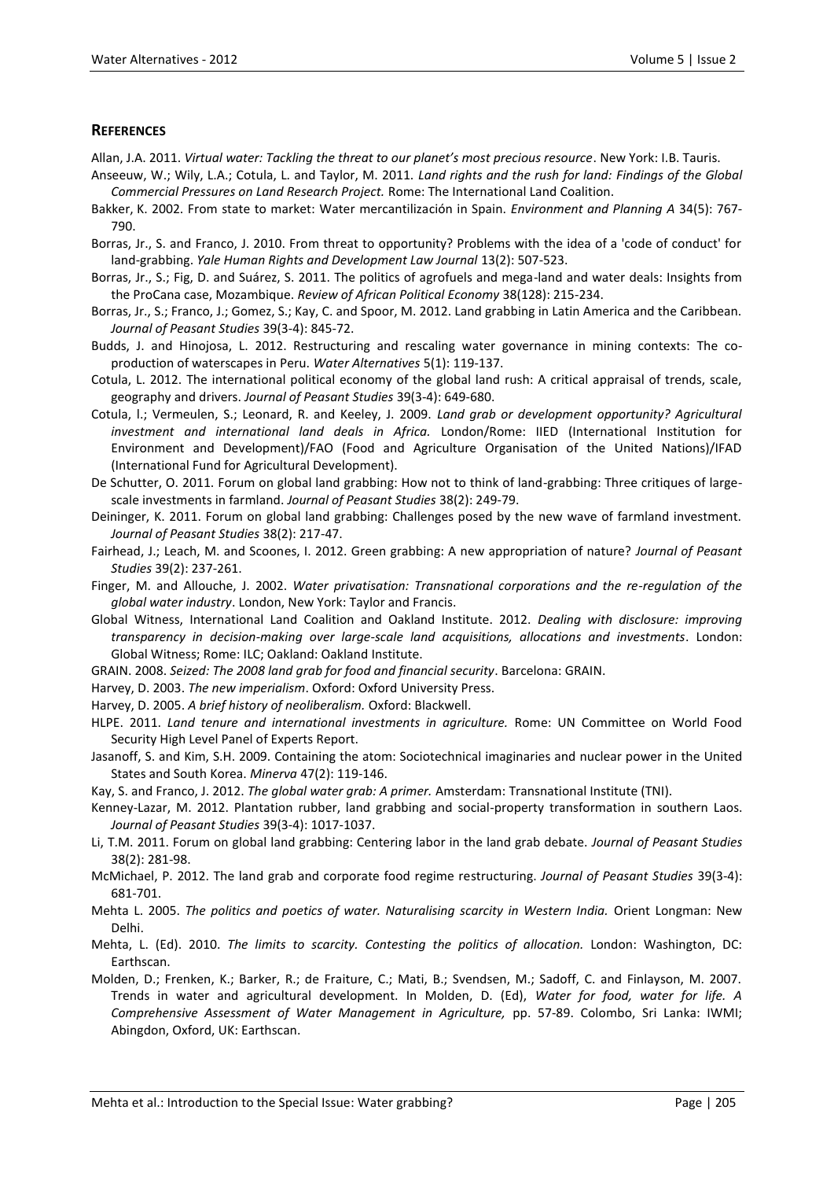## REFERENCES

Allan, J.A. 2011. *Virtual water: Tackling the threat to our planet's most precious resource*. New York: I.B. Tauris.

Anseeuw, W.; Wily, L.A.; Cotula, L. and Taylor, M. 2011. *Land rights and the rush for land: Findings of the Global Commercial Pressures on Land Research Project.* Rome: The International Land Coalition.

Bakker, K. 2002. From state to market: Water mercantilización in Spain. *Environment and Planning A* 34(5): 767-790.

Borras, Jr., S. and Franco, J. 2010. From threat to opportunity? Problems with the idea of a 'code of conduct' for land-grabbing. *Yale Human Rights and Development Law Journal* 13(2): 507-523.

Borras, Jr., S.; Fig, D. and Suárez, S. 2011. The politics of agrofuels and mega-land and water deals: Insights from the ProCana case, Mozambique. *Review of African Political Economy* 38(128): 215-234.

Borras, Jr., S.; Franco, J.; Gomez, S.; Kay, C. and Spoor, M. 2012. Land grabbing in Latin America and the Caribbean. *Journal of Peasant Studies* 39(3-4): 845-72.

Budds, J. and Hinojosa, L. 2012. Restructuring and rescaling water governance in mining contexts: The co-production of waterscapes in Peru. *Water Alternatives* 5(1): 119-137.

Cotula, L. 2012. The international political economy of the global land rush: A critical appraisal of trends, scale, geography and drivers. *Journal of Peasant Studies* 39(3-4): 649-680.

Cotula, l.; Vermeulen, S.; Leonard, R. and Keeley, J. 2009. *Land grab or development opportunity? Agricultural investment and international land deals in Africa.* London/Rome: IIED (International Institution for Environment and Development)/FAO (Food and Agriculture Organisation of the United Nations)/IFAD (International Fund for Agricultural Development).

De Schutter, O. 2011. Forum on global land grabbing: How not to think of land-grabbing: Three critiques of large-scale investments in farmland. *Journal of Peasant Studies* 38(2): 249-79.

Deininger, K. 2011. Forum on global land grabbing: Challenges posed by the new wave of farmland investment. *Journal of Peasant Studies* 38(2): 217-47.

Fairhead, J.; Leach, M. and Scoones, I. 2012. Green grabbing: A new appropriation of nature? *Journal of Peasant Studies* 39(2): 237-261.

Finger, M. and Allouche, J. 2002. *Water privatisation: Transnational corporations and the re-regulation of the global water industry*. London, New York: Taylor and Francis.

Global Witness, International Land Coalition and Oakland Institute. 2012. *Dealing with disclosure: improving transparency in decision-making over large-scale land acquisitions, allocations and investments*. London: Global Witness; Rome: ILC; Oakland: Oakland Institute.

GRAIN. 2008. *Seized: The 2008 land grab for food and financial security*. Barcelona: GRAIN.

Harvey, D. 2003. *The new imperialism*. Oxford: Oxford University Press.

Harvey, D. 2005. *A brief history of neoliberalism.* Oxford: Blackwell.

HLPE. 2011. *Land tenure and international investments in agriculture.* Rome: UN Committee on World Food Security High Level Panel of Experts Report.

Jasanoff, S. and Kim, S.H. 2009. Containing the atom: Sociotechnical imaginaries and nuclear power in the United States and South Korea. *Minerva* 47(2): 119-146.

Kay, S. and Franco, J. 2012. *The global water grab: A primer.* Amsterdam: Transnational Institute (TNI).

Kenney-Lazar, M. 2012. Plantation rubber, land grabbing and social-property transformation in southern Laos. *Journal of Peasant Studies* 39(3-4): 1017-1037.

Li, T.M. 2011. Forum on global land grabbing: Centering labor in the land grab debate. *Journal of Peasant Studies* 38(2): 281-98.

McMichael, P. 2012. The land grab and corporate food regime restructuring. *Journal of Peasant Studies* 39(3-4): 681-701.

Mehta L. 2005. *The politics and poetics of water. Naturalising scarcity in Western India.* Orient Longman: New Delhi.

Mehta, L. (Ed). 2010. *The limits to scarcity. Contesting the politics of allocation.* London: Washington, DC: Earthscan.

Molden, D.; Frenken, K.; Barker, R.; de Fraiture, C.; Mati, B.; Svendsen, M.; Sadoff, C. and Finlayson, M. 2007. Trends in water and agricultural development. In Molden, D. (Ed), *Water for food, water for life. A Comprehensive Assessment of Water Management in Agriculture,* pp. 57-89. Colombo, Sri Lanka: IWMI; Abingdon, Oxford, UK: Earthscan.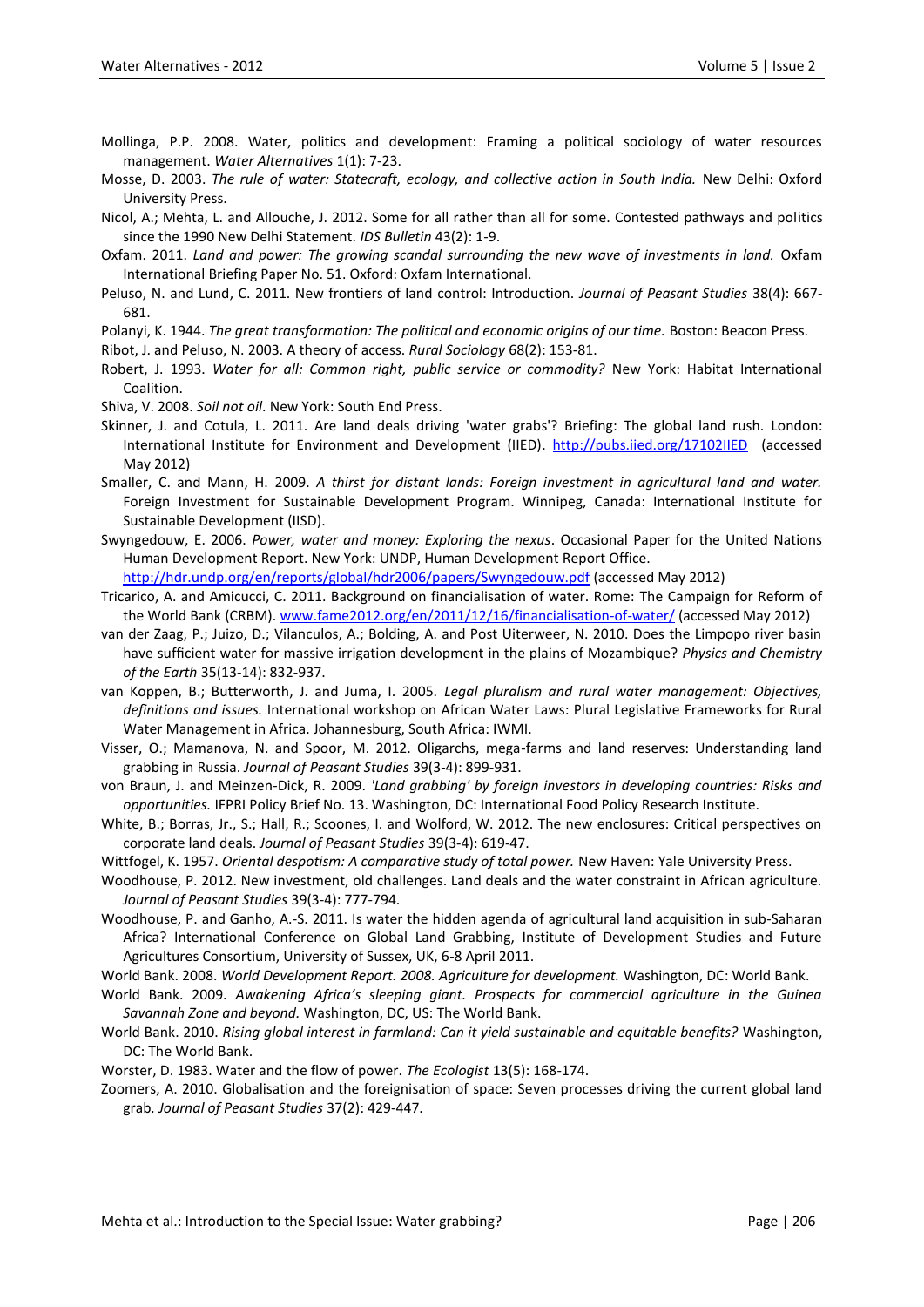Mollinga, P.P. 2008. Water, politics and development: Framing a political sociology of water resources management. *Water Alternatives* 1(1): 7-23.

Mosse, D. 2003. *The rule of water: Statecraft, ecology, and collective action in South India.* New Delhi: Oxford University Press.

Nicol, A.; Mehta, L. and Allouche, J. 2012. Some for all rather than all for some. Contested pathways and politics since the 1990 New Delhi Statement. *IDS Bulletin* 43(2): 1-9.

Oxfam. 2011. *Land and power: The growing scandal surrounding the new wave of investments in land.* Oxfam International Briefing Paper No. 51. Oxford: Oxfam International.

Peluso, N. and Lund, C. 2011. New frontiers of land control: Introduction. *Journal of Peasant Studies* 38(4): 667-681.

Polanyi, K. 1944. *The great transformation: The political and economic origins of our time.* Boston: Beacon Press.

Ribot, J. and Peluso, N. 2003. A theory of access. *Rural Sociology* 68(2): 153-81.

Robert, J. 1993. *Water for all: Common right, public service or commodity?* New York: Habitat International Coalition.

Shiva, V. 2008. *Soil not oil*. New York: South End Press.

Skinner, J. and Cotula, L. 2011. Are land deals driving 'water grabs'? Briefing: The global land rush. London: International Institute for Environment and Development (IIED). http://pubs.iied.org/17102IIED (accessed May 2012)

Smaller, C. and Mann, H. 2009. *A thirst for distant lands: Foreign investment in agricultural land and water.* Foreign Investment for Sustainable Development Program. Winnipeg, Canada: International Institute for Sustainable Development (IISD).

Swyngedouw, E. 2006. *Power, water and money: Exploring the nexus*. Occasional Paper for the United Nations Human Development Report. New York: UNDP, Human Development Report Office. http://hdr.undp.org/en/reports/global/hdr2006/papers/Swyngedouw.pdf (accessed May 2012)

Tricarico, A. and Amicucci, C. 2011. Background on financialisation of water. Rome: The Campaign for Reform of the World Bank (CRBM). www.fame2012.org/en/2011/12/16/financialisation-of-water/ (accessed May 2012)

van der Zaag, P.; Juizo, D.; Vilanculos, A.; Bolding, A. and Post Uiterweer, N. 2010. Does the Limpopo river basin have sufficient water for massive irrigation development in the plains of Mozambique? *Physics and Chemistry of the Earth* 35(13-14): 832-937.

van Koppen, B.; Butterworth, J. and Juma, I. 2005. *Legal pluralism and rural water management: Objectives, definitions and issues.* International workshop on African Water Laws: Plural Legislative Frameworks for Rural Water Management in Africa. Johannesburg, South Africa: IWMI.

Visser, O.; Mamanova, N. and Spoor, M. 2012. Oligarchs, mega-farms and land reserves: Understanding land grabbing in Russia. *Journal of Peasant Studies* 39(3-4): 899-931.

von Braun, J. and Meinzen-Dick, R. 2009. *'Land grabbing' by foreign investors in developing countries: Risks and opportunities.* IFPRI Policy Brief No. 13. Washington, DC: International Food Policy Research Institute.

White, B.; Borras, Jr., S.; Hall, R.; Scoones, I. and Wolford, W. 2012. The new enclosures: Critical perspectives on corporate land deals. *Journal of Peasant Studies* 39(3-4): 619-47.

Wittfogel, K. 1957. *Oriental despotism: A comparative study of total power.* New Haven: Yale University Press.

Woodhouse, P. 2012. New investment, old challenges. Land deals and the water constraint in African agriculture. *Journal of Peasant Studies* 39(3-4): 777-794.

Woodhouse, P. and Ganho, A.-S. 2011. Is water the hidden agenda of agricultural land acquisition in sub-Saharan Africa? International Conference on Global Land Grabbing, Institute of Development Studies and Future Agricultures Consortium, University of Sussex, UK, 6-8 April 2011.

World Bank. 2008. *World Development Report. 2008. Agriculture for development.* Washington, DC: World Bank.

World Bank. 2009. *Awakening Africa's sleeping giant. Prospects for commercial agriculture in the Guinea Savannah Zone and beyond.* Washington, DC, US: The World Bank.

World Bank. 2010. *Rising global interest in farmland: Can it yield sustainable and equitable benefits?* Washington, DC: The World Bank.

Worster, D. 1983. Water and the flow of power. *The Ecologist* 13(5): 168-174.

Zoomers, A. 2010. Globalisation and the foreignisation of space: Seven processes driving the current global land grab. *Journal of Peasant Studies* 37(2): 429-447.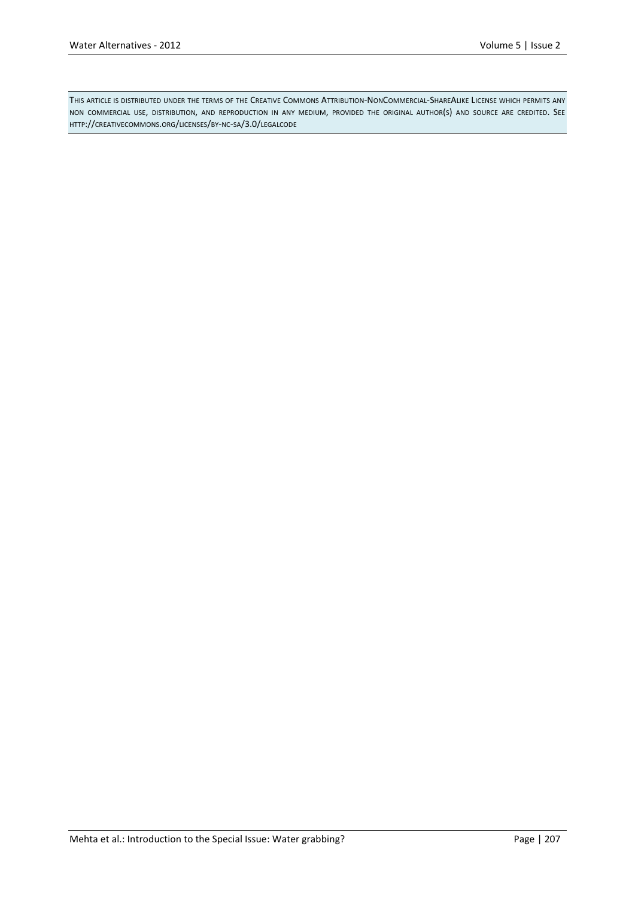THIS ARTICLE IS DISTRIBUTED UNDER THE TERMS OF THE CREATIVE COMMONS ATTRIBUTION-NONCOMMERCIAL-SHAREALIKE LICENSE WHICH PERMITS ANY NON COMMERCIAL USE, DISTRIBUTION, AND REPRODUCTION IN ANY MEDIUM, PROVIDED THE ORIGINAL AUTHOR(S) AND SOURCE ARE CREDITED. SEE HTTP://CREATIVECOMMONS.ORG/LICENSES/BY-NC-SA/3.0/LEGALCODE